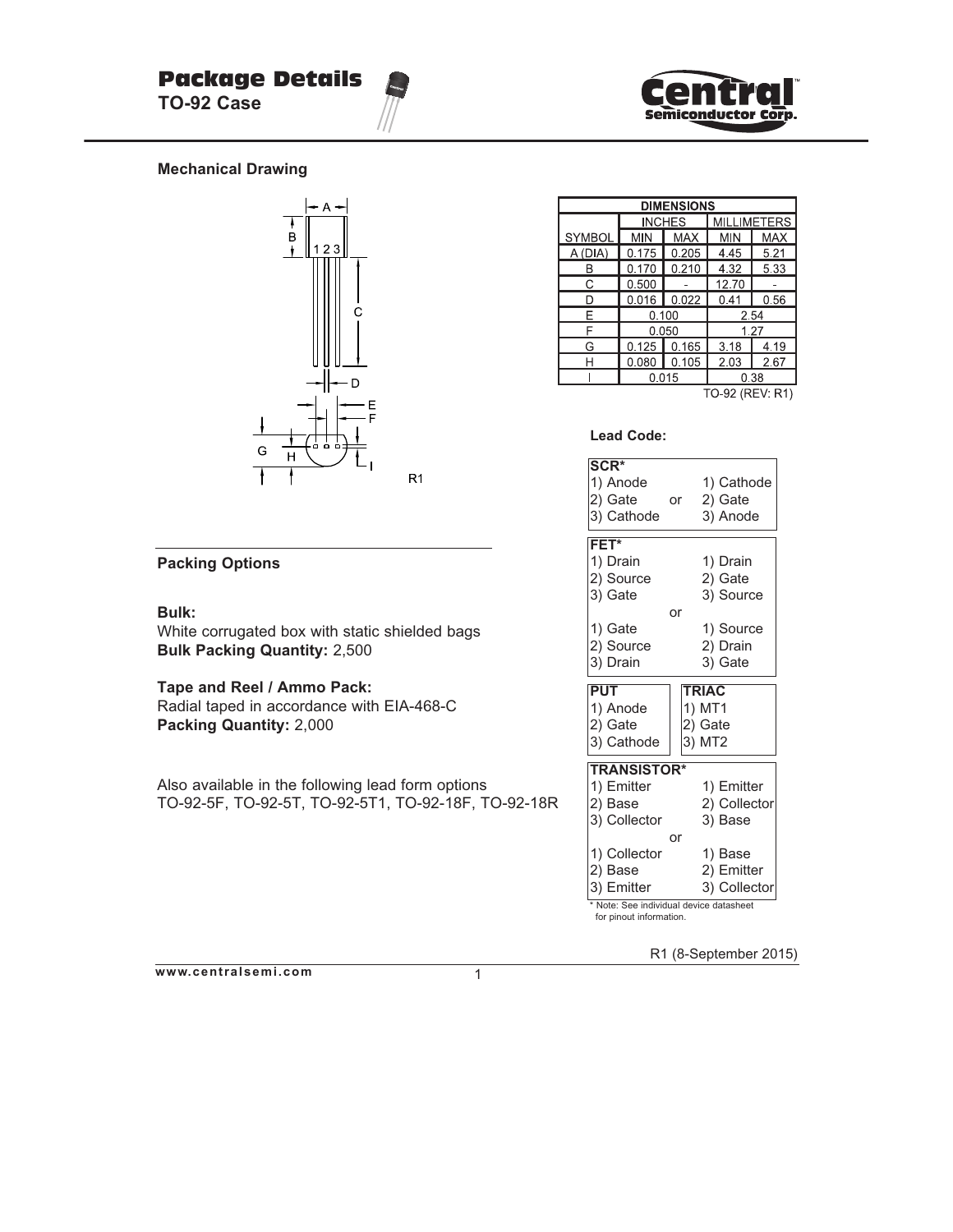# Package Details

## TO-92 Case

### Mechanical Drawing

R1

| DIMENSIONS | | | | |
|---|---|---|---|---|
| | INCHES | | MILLIMETERS | |
| SYMBOL | MIN | MAX | MIN | MAX |
| A (DIA) | 0.175 | 0.205 | 4.45 | 5.21 |
| B | 0.170 | 0.210 | 4.32 | 5.33 |
| C | 0.500 | - | 12.70 | - |
| D | 0.016 | 0.022 | 0.41 | 0.56 |
| E | 0.100 | | 2.54 | |
| F | 0.050 | | 1.27 | |
| G | 0.125 | 0.165 | 3.18 | 4.19 |
| H | 0.080 | 0.105 | 2.03 | 2.67 |
| I | 0.015 | | 0.38 | |

TO-92 (REV: R1)

### Lead Code:

**SCR***

| | | |
|---|---|---|
| 1) Anode | | 1) Cathode |
| 2) Gate | or | 2) Gate |
| 3) Cathode | | 3) Anode |

**FET***

| | | |
|---|---|---|
| 1) Drain | | 1) Drain |
| 2) Source | | 2) Gate |
| 3) Gate | | 3) Source |
| | or | |
| 1) Gate | | 1) Source |
| 2) Source | | 2) Drain |
| 3) Drain | | 3) Gate |

| PUT | TRIAC |
|---|---|
| 1) Anode | 1) MT1 |
| 2) Gate | 2) Gate |
| 3) Cathode | 3) MT2 |

**TRANSISTOR***

| | | |
|---|---|---|
| 1) Emitter | | 1) Emitter |
| 2) Base | | 2) Collector |
| 3) Collector | | 3) Base |
| | or | |
| 1) Collector | | 1) Base |
| 2) Base | | 2) Emitter |
| 3) Emitter | | 3) Collector |

* Note: See individual device datasheet for pinout information.

### Packing Options

**Bulk:**
White corrugated box with static shielded bags
**Bulk Packing Quantity:** 2,500

**Tape and Reel / Ammo Pack:**
Radial taped in accordance with EIA-468-C
**Packing Quantity:** 2,000

Also available in the following lead form options
TO-92-5F, TO-92-5T, TO-92-5T1, TO-92-18F, TO-92-18R

R1 (8-September 2015)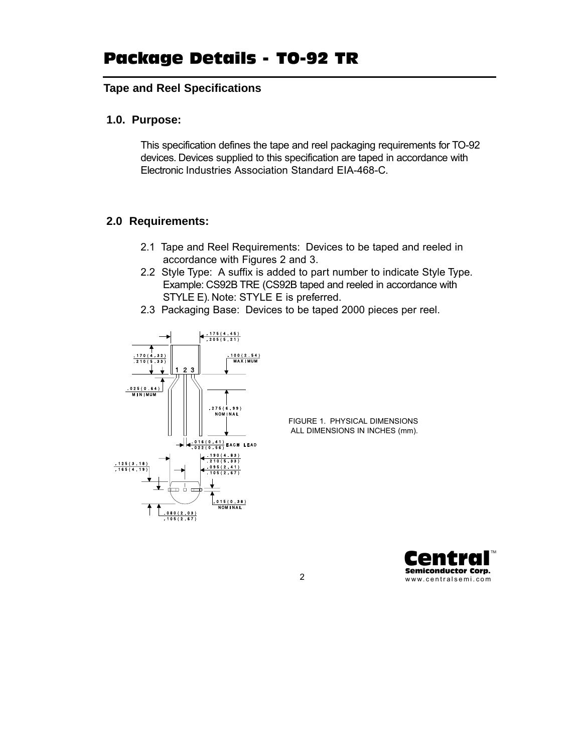# Package Details - TO-92 TR

## Tape and Reel Specifications

### 1.0. Purpose:

This specification defines the tape and reel packaging requirements for TO-92 devices. Devices supplied to this specification are taped in accordance with Electronic Industries Association Standard EIA-468-C.

### 2.0 Requirements:

2.1 Tape and Reel Requirements: Devices to be taped and reeled in accordance with Figures 2 and 3.

2.2 Style Type: A suffix is added to part number to indicate Style Type. Example: CS92B TRE (CS92B taped and reeled in accordance with STYLE E). Note: STYLE E is preferred.

2.3 Packaging Base: Devices to be taped 2000 pieces per reel.

.175 (4.45)
.205 (5.21)

.170 (4.32)
.210 (5.33)

.100 (2.54)
MAXIMUM

1 2 3

.025 (0.64)
MINIMUM

.275 (6.99)
NOMINAL

.016 (0.41)
.022 (0.56) EACH LEAD

.190 (4.83)
.210 (5.33)

.125 (3.18)
.165 (4.19)

.095 (2.41)
.105 (2.67)

.015 (0.38)
NOMINAL

.080 (2.03)
.105 (2.67)

FIGURE 1. PHYSICAL DIMENSIONS
ALL DIMENSIONS IN INCHES (mm).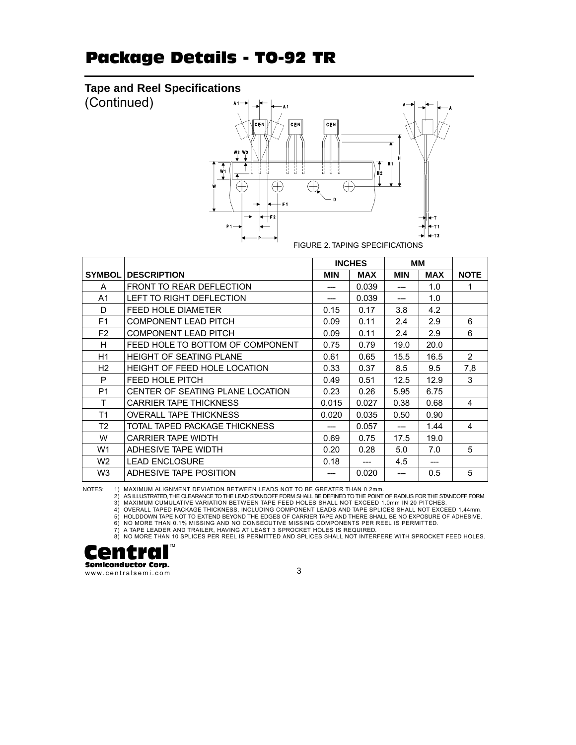# Package Details - TO-92 TR

## Tape and Reel Specifications

(Continued)

FIGURE 2. TAPING SPECIFICATIONS

| SYMBOL | DESCRIPTION | INCHES | | MM | | NOTE |
|---|---|---|---|---|---|---|
| | | MIN | MAX | MIN | MAX | |
| A | FRONT TO REAR DEFLECTION | --- | 0.039 | --- | 1.0 | 1 |
| A1 | LEFT TO RIGHT DEFLECTION | --- | 0.039 | --- | 1.0 | |
| D | FEED HOLE DIAMETER | 0.15 | 0.17 | 3.8 | 4.2 | |
| F1 | COMPONENT LEAD PITCH | 0.09 | 0.11 | 2.4 | 2.9 | 6 |
| F2 | COMPONENT LEAD PITCH | 0.09 | 0.11 | 2.4 | 2.9 | 6 |
| H | FEED HOLE TO BOTTOM OF COMPONENT | 0.75 | 0.79 | 19.0 | 20.0 | |
| H1 | HEIGHT OF SEATING PLANE | 0.61 | 0.65 | 15.5 | 16.5 | 2 |
| H2 | HEIGHT OF FEED HOLE LOCATION | 0.33 | 0.37 | 8.5 | 9.5 | 7,8 |
| P | FEED HOLE PITCH | 0.49 | 0.51 | 12.5 | 12.9 | 3 |
| P1 | CENTER OF SEATING PLANE LOCATION | 0.23 | 0.26 | 5.95 | 6.75 | |
| T | CARRIER TAPE THICKNESS | 0.015 | 0.027 | 0.38 | 0.68 | 4 |
| T1 | OVERALL TAPE THICKNESS | 0.020 | 0.035 | 0.50 | 0.90 | |
| T2 | TOTAL TAPED PACKAGE THICKNESS | --- | 0.057 | --- | 1.44 | 4 |
| W | CARRIER TAPE WIDTH | 0.69 | 0.75 | 17.5 | 19.0 | |
| W1 | ADHESIVE TAPE WIDTH | 0.20 | 0.28 | 5.0 | 7.0 | 5 |
| W2 | LEAD ENCLOSURE | 0.18 | --- | 4.5 | --- | |
| W3 | ADHESIVE TAPE POSITION | --- | 0.020 | --- | 0.5 | 5 |

NOTES:
1) MAXIMUM ALIGNMENT DEVIATION BETWEEN LEADS NOT TO BE GREATER THAN 0.2mm.
2) AS ILLUSTRATED, THE CLEARANCE TO THE LEAD STANDOFF FORM SHALL BE DEFINED TO THE POINT OF RADIUS FOR THE STANDOFF FORM.
3) MAXIMUM CUMULATIVE VARIATION BETWEEN TAPE FEED HOLES SHALL NOT EXCEED 1.0mm IN 20 PITCHES.
4) OVERALL TAPED PACKAGE THICKNESS, INCLUDING COMPONENT LEADS AND TAPE SPLICES SHALL NOT EXCEED 1.44mm.
5) HOLDDOWN TAPE NOT TO EXTEND BEYOND THE EDGES OF CARRIER TAPE AND THERE SHALL BE NO EXPOSURE OF ADHESIVE.
6) NO MORE THAN 0.1% MISSING AND NO CONSECUTIVE MISSING COMPONENTS PER REEL IS PERMITTED.
7) A TAPE LEADER AND TRAILER, HAVING AT LEAST 3 SPROCKET HOLES IS REQUIRED.
8) NO MORE THAN 10 SPLICES PER REEL IS PERMITTED AND SPLICES SHALL NOT INTERFERE WITH SPROCKET FEED HOLES.

Central™
Semiconductor Corp.
www.centralsemi.com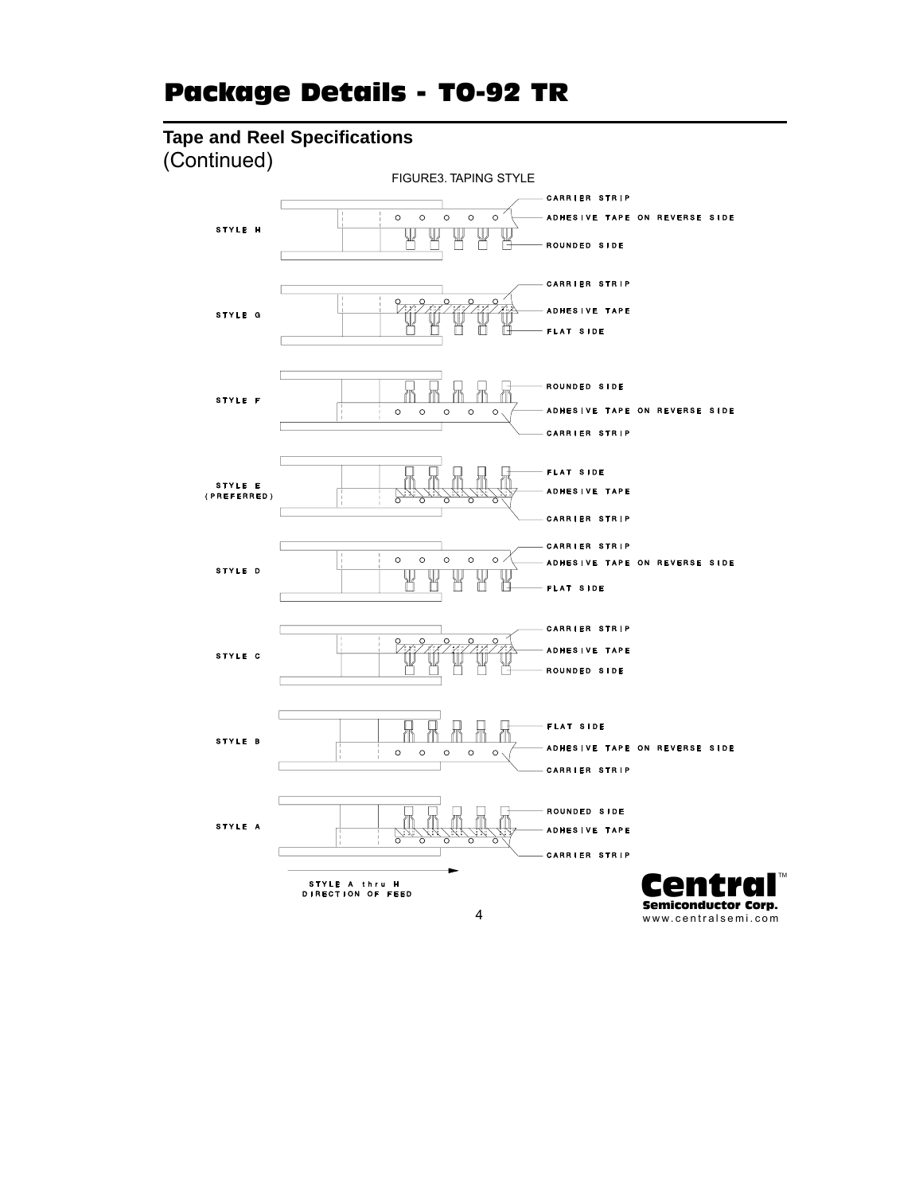# Package Details - TO-92 TR

## Tape and Reel Specifications
(Continued)

FIGURE3. TAPING STYLE

STYLE H
- CARRIER STRIP
- ADHESIVE TAPE ON REVERSE SIDE
- ROUNDED SIDE

STYLE G
- CARRIER STRIP
- ADHESIVE TAPE
- FLAT SIDE

STYLE F
- ROUNDED SIDE
- ADHESIVE TAPE ON REVERSE SIDE
- CARRIER STRIP

STYLE E (PREFERRED)
- FLAT SIDE
- ADHESIVE TAPE
- CARRIER STRIP

STYLE D
- CARRIER STRIP
- ADHESIVE TAPE ON REVERSE SIDE
- FLAT SIDE

STYLE C
- CARRIER STRIP
- ADHESIVE TAPE
- ROUNDED SIDE

STYLE B
- FLAT SIDE
- ADHESIVE TAPE ON REVERSE SIDE
- CARRIER STRIP

STYLE A
- ROUNDED SIDE
- ADHESIVE TAPE
- CARRIER STRIP

STYLE A thru H
DIRECTION OF FEED

**Central** Semiconductor Corp.
www.centralsemi.com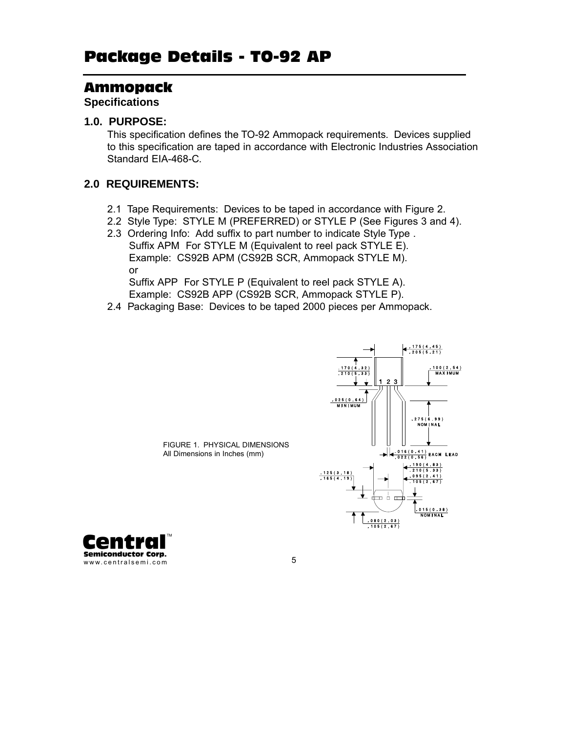# Package Details - TO-92 AP

## Ammopack

**Specifications**

### 1.0. PURPOSE:

This specification defines the TO-92 Ammopack requirements. Devices supplied to this specification are taped in accordance with Electronic Industries Association Standard EIA-468-C.

### 2.0 REQUIREMENTS:

2.1 Tape Requirements: Devices to be taped in accordance with Figure 2.

2.2 Style Type: STYLE M (PREFERRED) or STYLE P (See Figures 3 and 4).

2.3 Ordering Info: Add suffix to part number to indicate Style Type .
Suffix APM For STYLE M (Equivalent to reel pack STYLE E).
Example: CS92B APM (CS92B SCR, Ammopack STYLE M).
or
Suffix APP For STYLE P (Equivalent to reel pack STYLE A).
Example: CS92B APP (CS92B SCR, Ammopack STYLE P).

2.4 Packaging Base: Devices to be taped 2000 pieces per Ammopack.

.175 (4.45) / .205 (5.21)

.170 (4.32) / .210 (5.33)

.100 (2.54) MAXIMUM

1 2 3

.025 (0.64) MINIMUM

.275 (6.99) NOMINAL

.016 (0.41) / .022 (0.56) EACH LEAD

.190 (4.83) / .210 (5.33)

.125 (3.18) / .165 (4.19)

.095 (2.41) / .105 (2.67)

.015 (0.38) NOMINAL

.080 (2.03) / .105 (2.67)

FIGURE 1. PHYSICAL DIMENSIONS
All Dimensions in Inches (mm)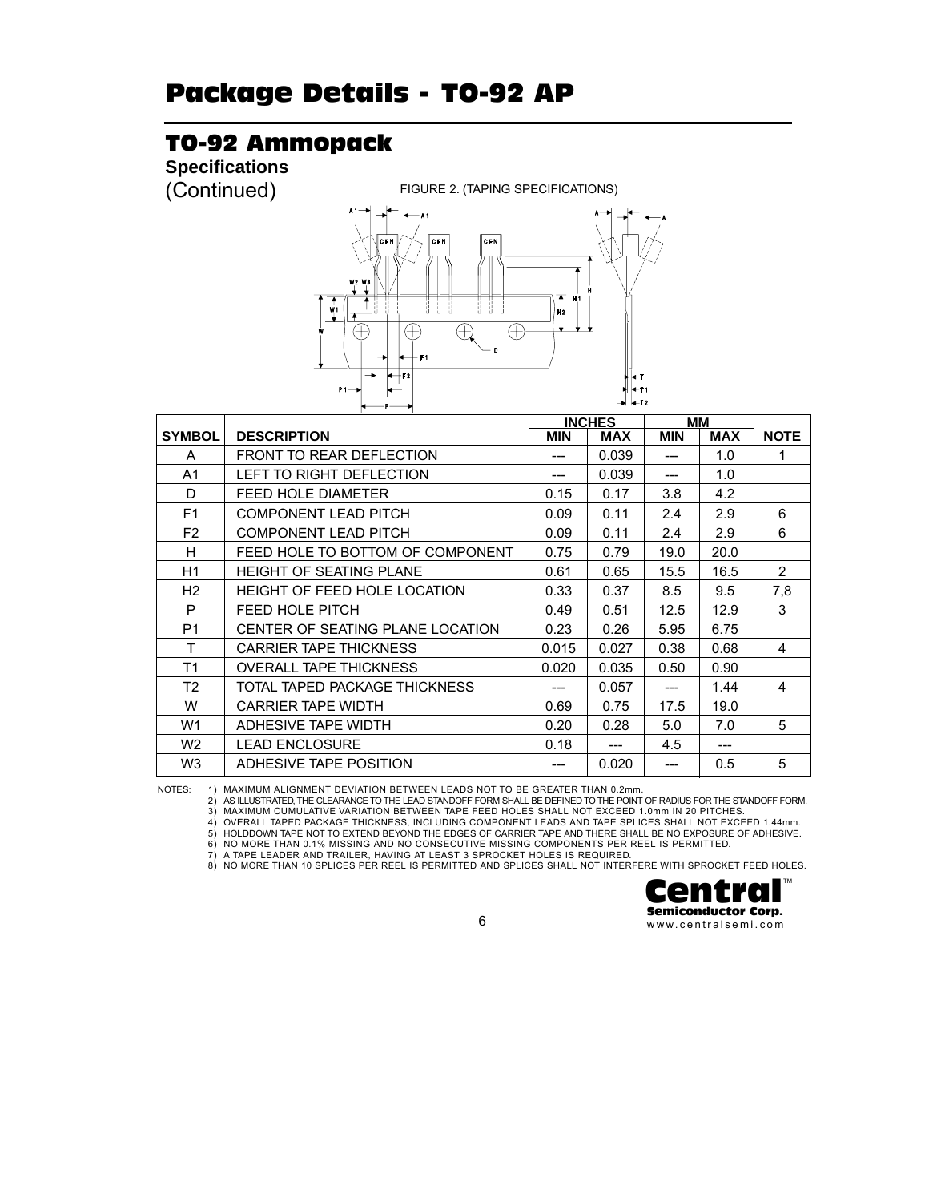# Package Details - TO-92 AP

## TO-92 Ammopack

**Specifications**

(Continued)

FIGURE 2. (TAPING SPECIFICATIONS)

| SYMBOL | DESCRIPTION | INCHES | | MM | | NOTE |
|---|---|---|---|---|---|---|
| | | MIN | MAX | MIN | MAX | |
| A | FRONT TO REAR DEFLECTION | --- | 0.039 | --- | 1.0 | 1 |
| A1 | LEFT TO RIGHT DEFLECTION | --- | 0.039 | --- | 1.0 | |
| D | FEED HOLE DIAMETER | 0.15 | 0.17 | 3.8 | 4.2 | |
| F1 | COMPONENT LEAD PITCH | 0.09 | 0.11 | 2.4 | 2.9 | 6 |
| F2 | COMPONENT LEAD PITCH | 0.09 | 0.11 | 2.4 | 2.9 | 6 |
| H | FEED HOLE TO BOTTOM OF COMPONENT | 0.75 | 0.79 | 19.0 | 20.0 | |
| H1 | HEIGHT OF SEATING PLANE | 0.61 | 0.65 | 15.5 | 16.5 | 2 |
| H2 | HEIGHT OF FEED HOLE LOCATION | 0.33 | 0.37 | 8.5 | 9.5 | 7,8 |
| P | FEED HOLE PITCH | 0.49 | 0.51 | 12.5 | 12.9 | 3 |
| P1 | CENTER OF SEATING PLANE LOCATION | 0.23 | 0.26 | 5.95 | 6.75 | |
| T | CARRIER TAPE THICKNESS | 0.015 | 0.027 | 0.38 | 0.68 | 4 |
| T1 | OVERALL TAPE THICKNESS | 0.020 | 0.035 | 0.50 | 0.90 | |
| T2 | TOTAL TAPED PACKAGE THICKNESS | --- | 0.057 | --- | 1.44 | 4 |
| W | CARRIER TAPE WIDTH | 0.69 | 0.75 | 17.5 | 19.0 | |
| W1 | ADHESIVE TAPE WIDTH | 0.20 | 0.28 | 5.0 | 7.0 | 5 |
| W2 | LEAD ENCLOSURE | 0.18 | --- | 4.5 | --- | |
| W3 | ADHESIVE TAPE POSITION | --- | 0.020 | --- | 0.5 | 5 |

NOTES:
1) MAXIMUM ALIGNMENT DEVIATION BETWEEN LEADS NOT TO BE GREATER THAN 0.2mm.
2) AS ILLUSTRATED, THE CLEARANCE TO THE LEAD STANDOFF FORM SHALL BE DEFINED TO THE POINT OF RADIUS FOR THE STANDOFF FORM.
3) MAXIMUM CUMULATIVE VARIATION BETWEEN TAPE FEED HOLES SHALL NOT EXCEED 1.0mm IN 20 PITCHES.
4) OVERALL TAPED PACKAGE THICKNESS, INCLUDING COMPONENT LEADS AND TAPE SPLICES SHALL NOT EXCEED 1.44mm.
5) HOLDDOWN TAPE NOT TO EXTEND BEYOND THE EDGES OF CARRIER TAPE AND THERE SHALL BE NO EXPOSURE OF ADHESIVE.
6) NO MORE THAN 0.1% MISSING AND NO CONSECUTIVE MISSING COMPONENTS PER REEL IS PERMITTED.
7) A TAPE LEADER AND TRAILER, HAVING AT LEAST 3 SPROCKET HOLES IS REQUIRED.
8) NO MORE THAN 10 SPLICES PER REEL IS PERMITTED AND SPLICES SHALL NOT INTERFERE WITH SPROCKET FEED HOLES.

**Central**™
**Semiconductor Corp.**
www.centralsemi.com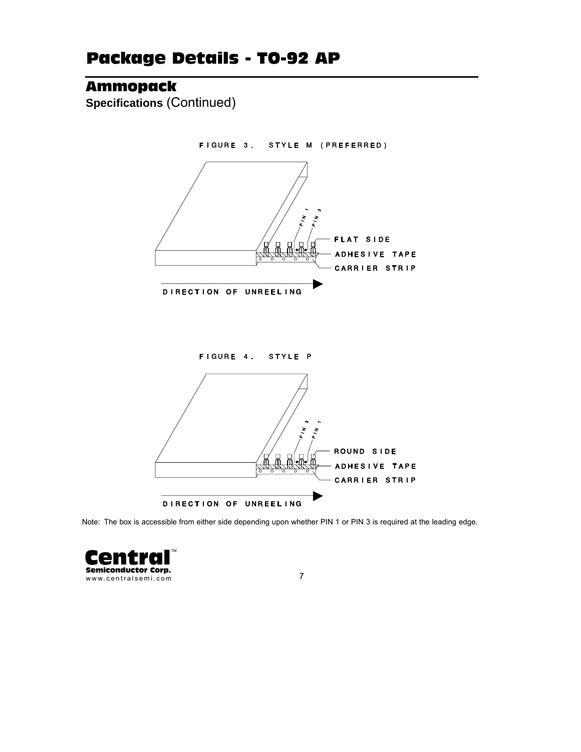# Package Details - TO-92 AP

## Ammopack

**Specifications** (Continued)

FIGURE 3. STYLE M (PREFERRED)

PIN 1 PIN 3

FLAT SIDE

ADHESIVE TAPE

CARRIER STRIP

DIRECTION OF UNREELING

FIGURE 4. STYLE P

PIN 3 PIN 1

ROUND SIDE

ADHESIVE TAPE

CARRIER STRIP

DIRECTION OF UNREELING

Note: The box is accessible from either side depending upon whether PIN 1 or PIN 3 is required at the leading edge.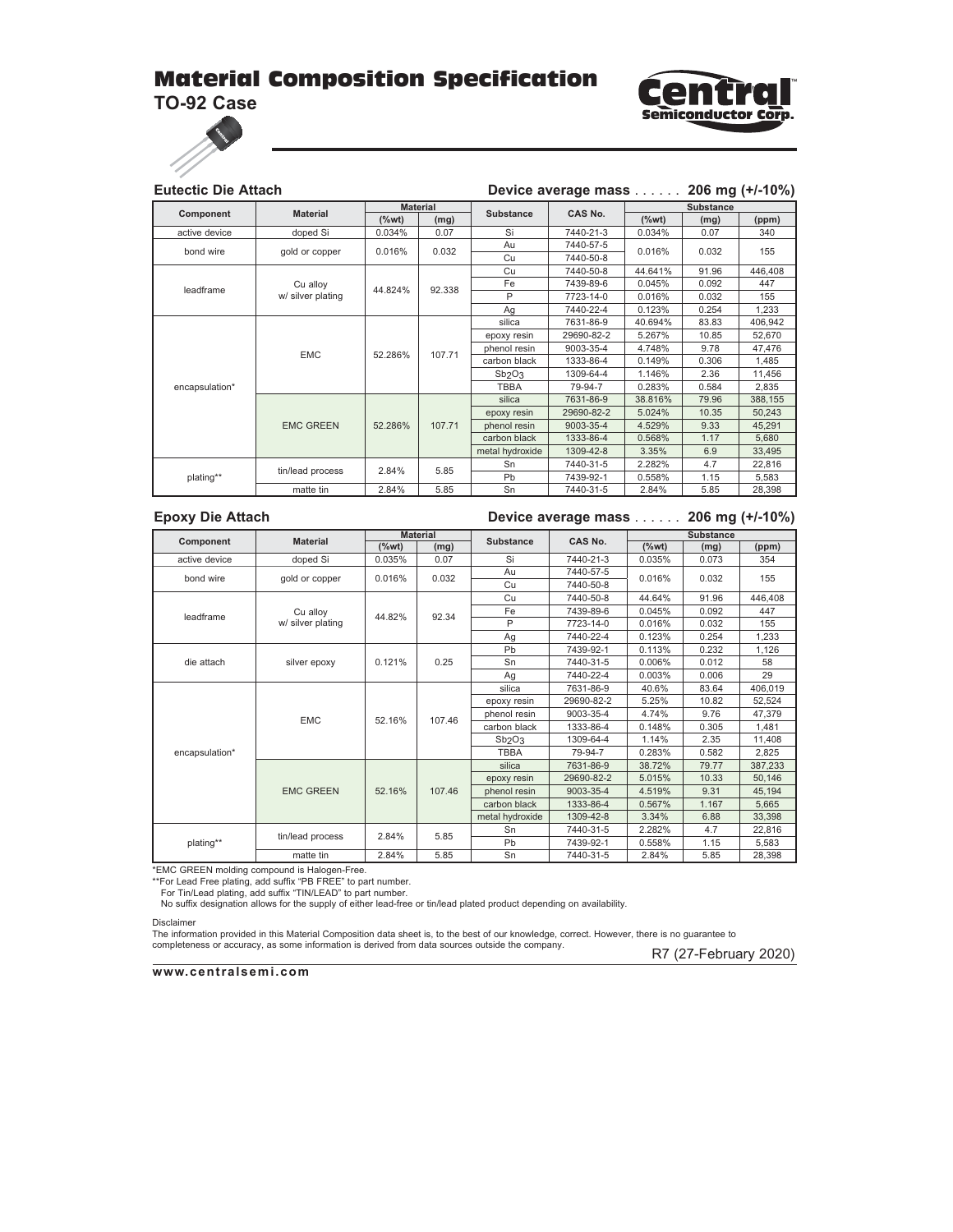# Material Composition Specification

## TO-92 Case

Central Semiconductor Corp.

### Eutectic Die Attach

**Device average mass . . . . . . 206 mg (+/-10%)**

| Component | Material | Material | | Substance | CAS No. | Substance | | |
|---|---|---|---|---|---|---|---|---|
| | | (%wt) | (mg) | | | (%wt) | (mg) | (ppm) |
| active device | doped Si | 0.034% | 0.07 | Si | 7440-21-3 | 0.034% | 0.07 | 340 |
| bond wire | gold or copper | 0.016% | 0.032 | Au | 7440-57-5 | 0.016% | 0.032 | 155 |
| | | | | Cu | 7440-50-8 | | | |
| leadframe | Cu alloy w/ silver plating | 44.824% | 92.338 | Cu | 7440-50-8 | 44.641% | 91.96 | 446,408 |
| | | | | Fe | 7439-89-6 | 0.045% | 0.092 | 447 |
| | | | | P | 7723-14-0 | 0.016% | 0.032 | 155 |
| | | | | Ag | 7440-22-4 | 0.123% | 0.254 | 1,233 |
| encapsulation* | EMC | 52.286% | 107.71 | silica | 7631-86-9 | 40.694% | 83.83 | 406,942 |
| | | | | epoxy resin | 29690-82-2 | 5.267% | 10.85 | 52,670 |
| | | | | phenol resin | 9003-35-4 | 4.748% | 9.78 | 47,476 |
| | | | | carbon black | 1333-86-4 | 0.149% | 0.306 | 1,485 |
| | | | | $Sb_2O_3$ | 1309-64-4 | 1.146% | 2.36 | 11,456 |
| | | | | TBBA | 79-94-7 | 0.283% | 0.584 | 2,835 |
| | EMC GREEN | 52.286% | 107.71 | silica | 7631-86-9 | 38.816% | 79.96 | 388,155 |
| | | | | epoxy resin | 29690-82-2 | 5.024% | 10.35 | 50,243 |
| | | | | phenol resin | 9003-35-4 | 4.529% | 9.33 | 45,291 |
| | | | | carbon black | 1333-86-4 | 0.568% | 1.17 | 5,680 |
| | | | | metal hydroxide | 1309-42-8 | 3.35% | 6.9 | 33,495 |
| plating** | tin/lead process | 2.84% | 5.85 | Sn | 7440-31-5 | 2.282% | 4.7 | 22,816 |
| | | | | Pb | 7439-92-1 | 0.558% | 1.15 | 5,583 |
| | matte tin | 2.84% | 5.85 | Sn | 7440-31-5 | 2.84% | 5.85 | 28,398 |

### Epoxy Die Attach

**Device average mass . . . . . . 206 mg (+/-10%)**

| Component | Material | Material | | Substance | CAS No. | Substance | | |
|---|---|---|---|---|---|---|---|---|
| | | (%wt) | (mg) | | | (%wt) | (mg) | (ppm) |
| active device | doped Si | 0.035% | 0.07 | Si | 7440-21-3 | 0.035% | 0.073 | 354 |
| bond wire | gold or copper | 0.016% | 0.032 | Au | 7440-57-5 | 0.016% | 0.032 | 155 |
| | | | | Cu | 7440-50-8 | | | |
| leadframe | Cu alloy w/ silver plating | 44.82% | 92.34 | Cu | 7440-50-8 | 44.64% | 91.96 | 446,408 |
| | | | | Fe | 7439-89-6 | 0.045% | 0.092 | 447 |
| | | | | P | 7723-14-0 | 0.016% | 0.032 | 155 |
| | | | | Ag | 7440-22-4 | 0.123% | 0.254 | 1,233 |
| die attach | silver epoxy | 0.121% | 0.25 | Pb | 7439-92-1 | 0.113% | 0.232 | 1,126 |
| | | | | Sn | 7440-31-5 | 0.006% | 0.012 | 58 |
| | | | | Ag | 7440-22-4 | 0.003% | 0.006 | 29 |
| encapsulation* | EMC | 52.16% | 107.46 | silica | 7631-86-9 | 40.6% | 83.64 | 406,019 |
| | | | | epoxy resin | 29690-82-2 | 5.25% | 10.82 | 52,524 |
| | | | | phenol resin | 9003-35-4 | 4.74% | 9.76 | 47,379 |
| | | | | carbon black | 1333-86-4 | 0.148% | 0.305 | 1,481 |
| | | | | $Sb_2O_3$ | 1309-64-4 | 1.14% | 2.35 | 11,408 |
| | | | | TBBA | 79-94-7 | 0.283% | 0.582 | 2,825 |
| | EMC GREEN | 52.16% | 107.46 | silica | 7631-86-9 | 38.72% | 79.77 | 387,233 |
| | | | | epoxy resin | 29690-82-2 | 5.015% | 10.33 | 50,146 |
| | | | | phenol resin | 9003-35-4 | 4.519% | 9.31 | 45,194 |
| | | | | carbon black | 1333-86-4 | 0.567% | 1.167 | 5,665 |
| | | | | metal hydroxide | 1309-42-8 | 3.34% | 6.88 | 33,398 |
| plating** | tin/lead process | 2.84% | 5.85 | Sn | 7440-31-5 | 2.282% | 4.7 | 22,816 |
| | | | | Pb | 7439-92-1 | 0.558% | 1.15 | 5,583 |
| | matte tin | 2.84% | 5.85 | Sn | 7440-31-5 | 2.84% | 5.85 | 28,398 |

*EMC GREEN molding compound is Halogen-Free.

**For Lead Free plating, add suffix "PB FREE" to part number.
For Tin/Lead plating, add suffix "TIN/LEAD" to part number.
No suffix designation allows for the supply of either lead-free or tin/lead plated product depending on availability.

Disclaimer

The information provided in this Material Composition data sheet is, to the best of our knowledge, correct. However, there is no guarantee to completeness or accuracy, as some information is derived from data sources outside the company.

R7 (27-February 2020)

www.centralsemi.com